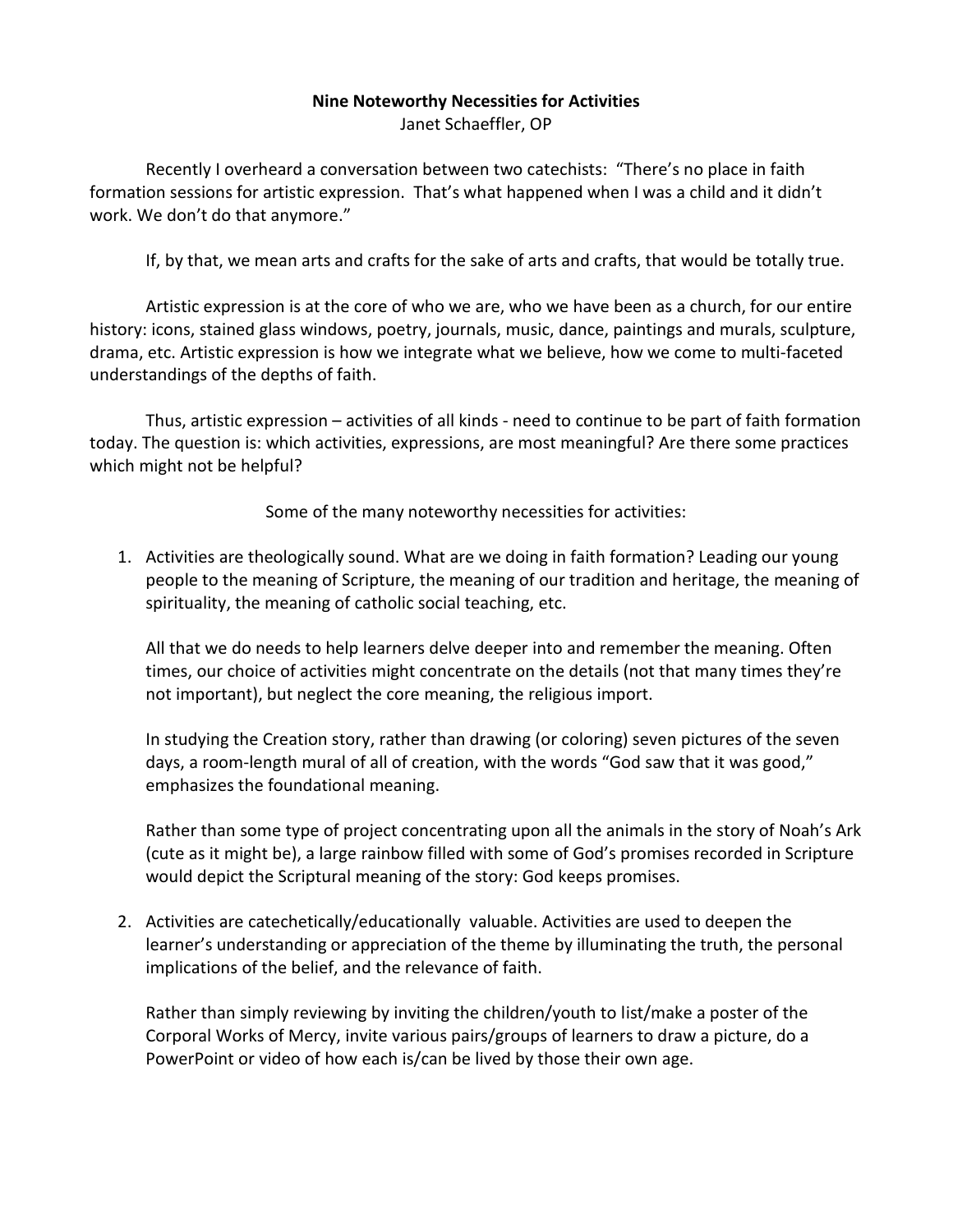**Nine Noteworthy Necessities for Activities**

Janet Schaeffler, OP

Recently I overheard a conversation between two catechists: "There's no place in faith formation sessions for artistic expression. That's what happened when I was a child and it didn't work. We don't do that anymore."

If, by that, we mean arts and crafts for the sake of arts and crafts, that would be totally true.

Artistic expression is at the core of who we are, who we have been as a church, for our entire history: icons, stained glass windows, poetry, journals, music, dance, paintings and murals, sculpture, drama, etc. Artistic expression is how we integrate what we believe, how we come to multi-faceted understandings of the depths of faith.

Thus, artistic expression – activities of all kinds - need to continue to be part of faith formation today. The question is: which activities, expressions, are most meaningful? Are there some practices which might not be helpful?

Some of the many noteworthy necessities for activities:

1. Activities are theologically sound. What are we doing in faith formation? Leading our young people to the meaning of Scripture, the meaning of our tradition and heritage, the meaning of spirituality, the meaning of catholic social teaching, etc.

   All that we do needs to help learners delve deeper into and remember the meaning. Often times, our choice of activities might concentrate on the details (not that many times they're not important), but neglect the core meaning, the religious import.

   In studying the Creation story, rather than drawing (or coloring) seven pictures of the seven days, a room-length mural of all of creation, with the words "God saw that it was good," emphasizes the foundational meaning.

   Rather than some type of project concentrating upon all the animals in the story of Noah's Ark (cute as it might be), a large rainbow filled with some of God's promises recorded in Scripture would depict the Scriptural meaning of the story: God keeps promises.

2. Activities are catechetically/educationally valuable. Activities are used to deepen the learner's understanding or appreciation of the theme by illuminating the truth, the personal implications of the belief, and the relevance of faith.

   Rather than simply reviewing by inviting the children/youth to list/make a poster of the Corporal Works of Mercy, invite various pairs/groups of learners to draw a picture, do a PowerPoint or video of how each is/can be lived by those their own age.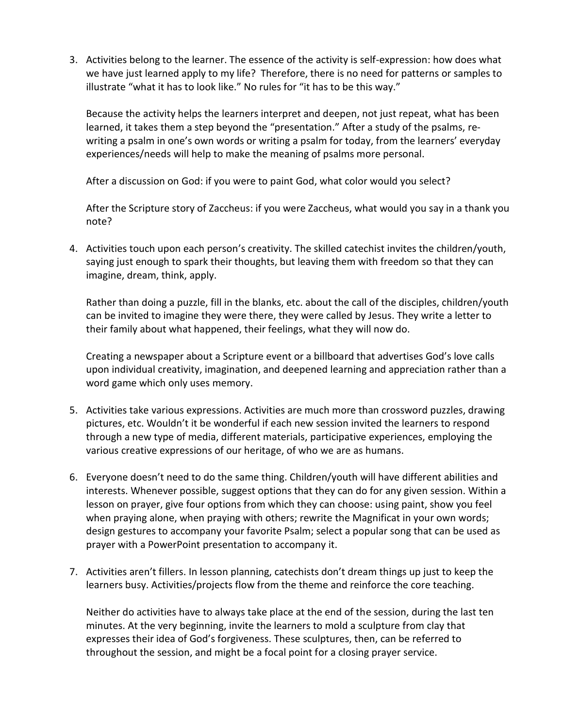3. Activities belong to the learner. The essence of the activity is self-expression: how does what we have just learned apply to my life? Therefore, there is no need for patterns or samples to illustrate "what it has to look like." No rules for "it has to be this way."

   Because the activity helps the learners interpret and deepen, not just repeat, what has been learned, it takes them a step beyond the "presentation." After a study of the psalms, re-writing a psalm in one's own words or writing a psalm for today, from the learners' everyday experiences/needs will help to make the meaning of psalms more personal.

   After a discussion on God: if you were to paint God, what color would you select?

   After the Scripture story of Zaccheus: if you were Zaccheus, what would you say in a thank you note?

4. Activities touch upon each person's creativity. The skilled catechist invites the children/youth, saying just enough to spark their thoughts, but leaving them with freedom so that they can imagine, dream, think, apply.

   Rather than doing a puzzle, fill in the blanks, etc. about the call of the disciples, children/youth can be invited to imagine they were there, they were called by Jesus. They write a letter to their family about what happened, their feelings, what they will now do.

   Creating a newspaper about a Scripture event or a billboard that advertises God's love calls upon individual creativity, imagination, and deepened learning and appreciation rather than a word game which only uses memory.

5. Activities take various expressions. Activities are much more than crossword puzzles, drawing pictures, etc. Wouldn't it be wonderful if each new session invited the learners to respond through a new type of media, different materials, participative experiences, employing the various creative expressions of our heritage, of who we are as humans.

6. Everyone doesn't need to do the same thing. Children/youth will have different abilities and interests. Whenever possible, suggest options that they can do for any given session. Within a lesson on prayer, give four options from which they can choose: using paint, show you feel when praying alone, when praying with others; rewrite the Magnificat in your own words; design gestures to accompany your favorite Psalm; select a popular song that can be used as prayer with a PowerPoint presentation to accompany it.

7. Activities aren't fillers. In lesson planning, catechists don't dream things up just to keep the learners busy. Activities/projects flow from the theme and reinforce the core teaching.

   Neither do activities have to always take place at the end of the session, during the last ten minutes. At the very beginning, invite the learners to mold a sculpture from clay that expresses their idea of God's forgiveness. These sculptures, then, can be referred to throughout the session, and might be a focal point for a closing prayer service.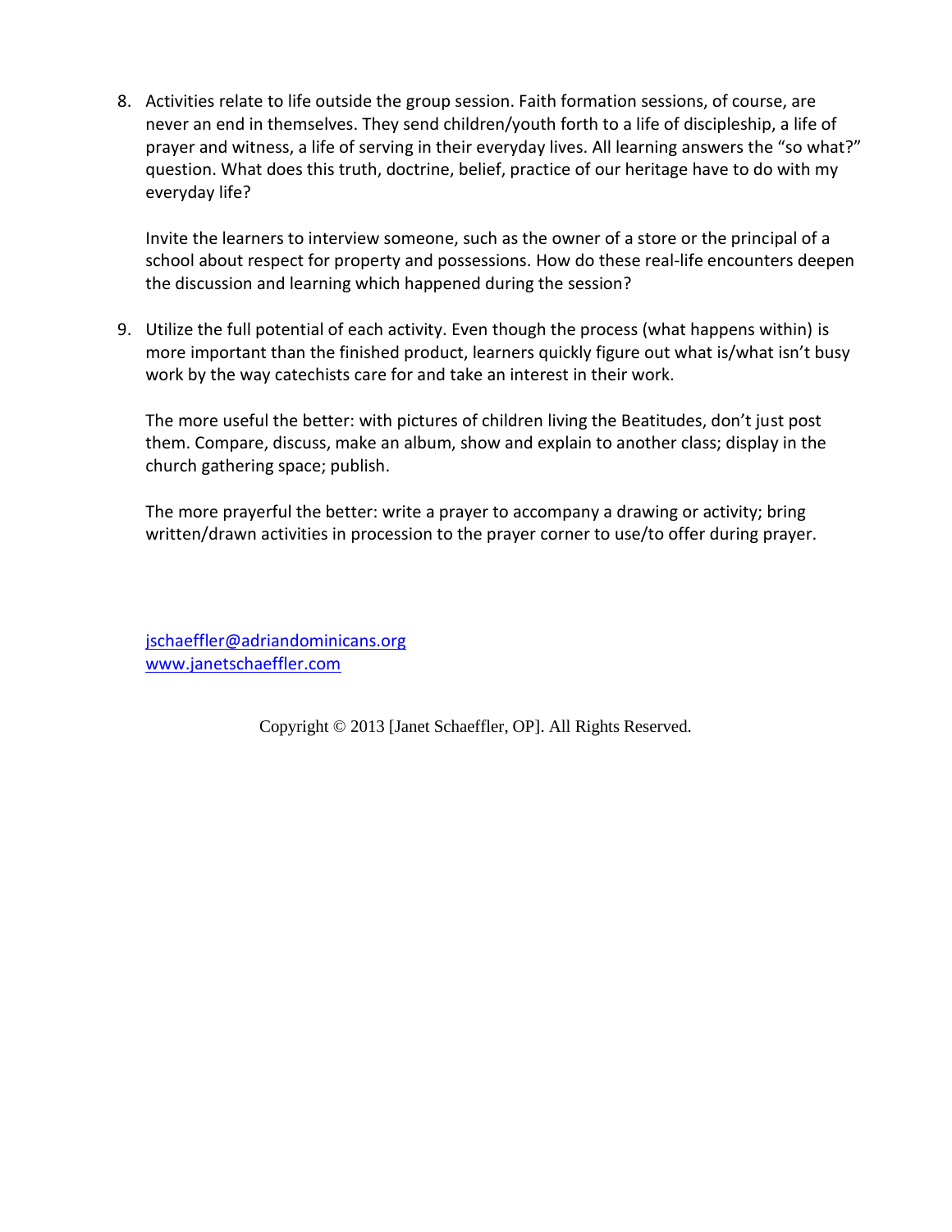8. Activities relate to life outside the group session. Faith formation sessions, of course, are never an end in themselves. They send children/youth forth to a life of discipleship, a life of prayer and witness, a life of serving in their everyday lives. All learning answers the "so what?" question. What does this truth, doctrine, belief, practice of our heritage have to do with my everyday life?

   Invite the learners to interview someone, such as the owner of a store or the principal of a school about respect for property and possessions. How do these real-life encounters deepen the discussion and learning which happened during the session?

9. Utilize the full potential of each activity. Even though the process (what happens within) is more important than the finished product, learners quickly figure out what is/what isn't busy work by the way catechists care for and take an interest in their work.

   The more useful the better: with pictures of children living the Beatitudes, don't just post them. Compare, discuss, make an album, show and explain to another class; display in the church gathering space; publish.

   The more prayerful the better: write a prayer to accompany a drawing or activity; bring written/drawn activities in procession to the prayer corner to use/to offer during prayer.

[jschaeffler@adriandominicans.org](mailto:jschaeffler@adriandominicans.org)
[www.janetschaeffler.com](http://www.janetschaeffler.com)

Copyright © 2013 [Janet Schaeffler, OP]. All Rights Reserved.